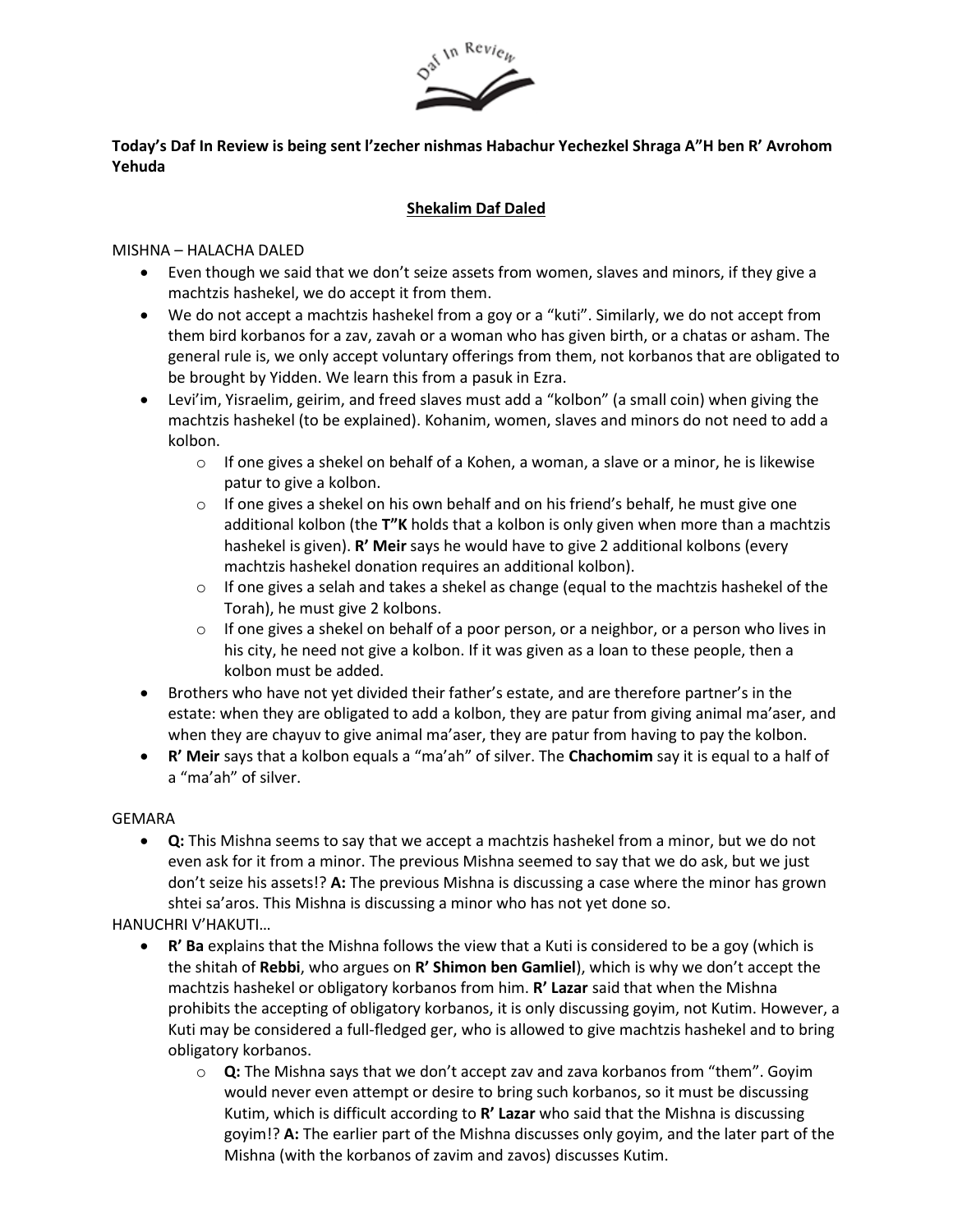**Today's Daf In Review is being sent l'zecher nishmas Habachur Yechezkel Shraga A"H ben R' Avrohom Yehuda**

## Shekalim Daf Daled

MISHNA – HALACHA DALED

- Even though we said that we don't seize assets from women, slaves and minors, if they give a machtzis hashekel, we do accept it from them.
- We do not accept a machtzis hashekel from a goy or a "kuti". Similarly, we do not accept from them bird korbanos for a zav, zavah or a woman who has given birth, or a chatas or asham. The general rule is, we only accept voluntary offerings from them, not korbanos that are obligated to be brought by Yidden. We learn this from a pasuk in Ezra.
- Levi'im, Yisraelim, geirim, and freed slaves must add a "kolbon" (a small coin) when giving the machtzis hashekel (to be explained). Kohanim, women, slaves and minors do not need to add a kolbon.
  - If one gives a shekel on behalf of a Kohen, a woman, a slave or a minor, he is likewise patur to give a kolbon.
  - If one gives a shekel on his own behalf and on his friend's behalf, he must give one additional kolbon (the **T"K** holds that a kolbon is only given when more than a machtzis hashekel is given). **R' Meir** says he would have to give 2 additional kolbons (every machtzis hashekel donation requires an additional kolbon).
  - If one gives a selah and takes a shekel as change (equal to the machtzis hashekel of the Torah), he must give 2 kolbons.
  - If one gives a shekel on behalf of a poor person, or a neighbor, or a person who lives in his city, he need not give a kolbon. If it was given as a loan to these people, then a kolbon must be added.
- Brothers who have not yet divided their father's estate, and are therefore partner's in the estate: when they are obligated to add a kolbon, they are patur from giving animal ma'aser, and when they are chayuv to give animal ma'aser, they are patur from having to pay the kolbon.
- **R' Meir** says that a kolbon equals a "ma'ah" of silver. The **Chachomim** say it is equal to a half of a "ma'ah" of silver.

GEMARA

- **Q:** This Mishna seems to say that we accept a machtzis hashekel from a minor, but we do not even ask for it from a minor. The previous Mishna seemed to say that we do ask, but we just don't seize his assets!? **A:** The previous Mishna is discussing a case where the minor has grown shtei sa'aros. This Mishna is discussing a minor who has not yet done so.

HANUCHRI V'HAKUTI…

- **R' Ba** explains that the Mishna follows the view that a Kuti is considered to be a goy (which is the shitah of **Rebbi**, who argues on **R' Shimon ben Gamliel**), which is why we don't accept the machtzis hashekel or obligatory korbanos from him. **R' Lazar** said that when the Mishna prohibits the accepting of obligatory korbanos, it is only discussing goyim, not Kutim. However, a Kuti may be considered a full-fledged ger, who is allowed to give machtzis hashekel and to bring obligatory korbanos.
  - **Q:** The Mishna says that we don't accept zav and zava korbanos from "them". Goyim would never even attempt or desire to bring such korbanos, so it must be discussing Kutim, which is difficult according to **R' Lazar** who said that the Mishna is discussing goyim!? **A:** The earlier part of the Mishna discusses only goyim, and the later part of the Mishna (with the korbanos of zavim and zavos) discusses Kutim.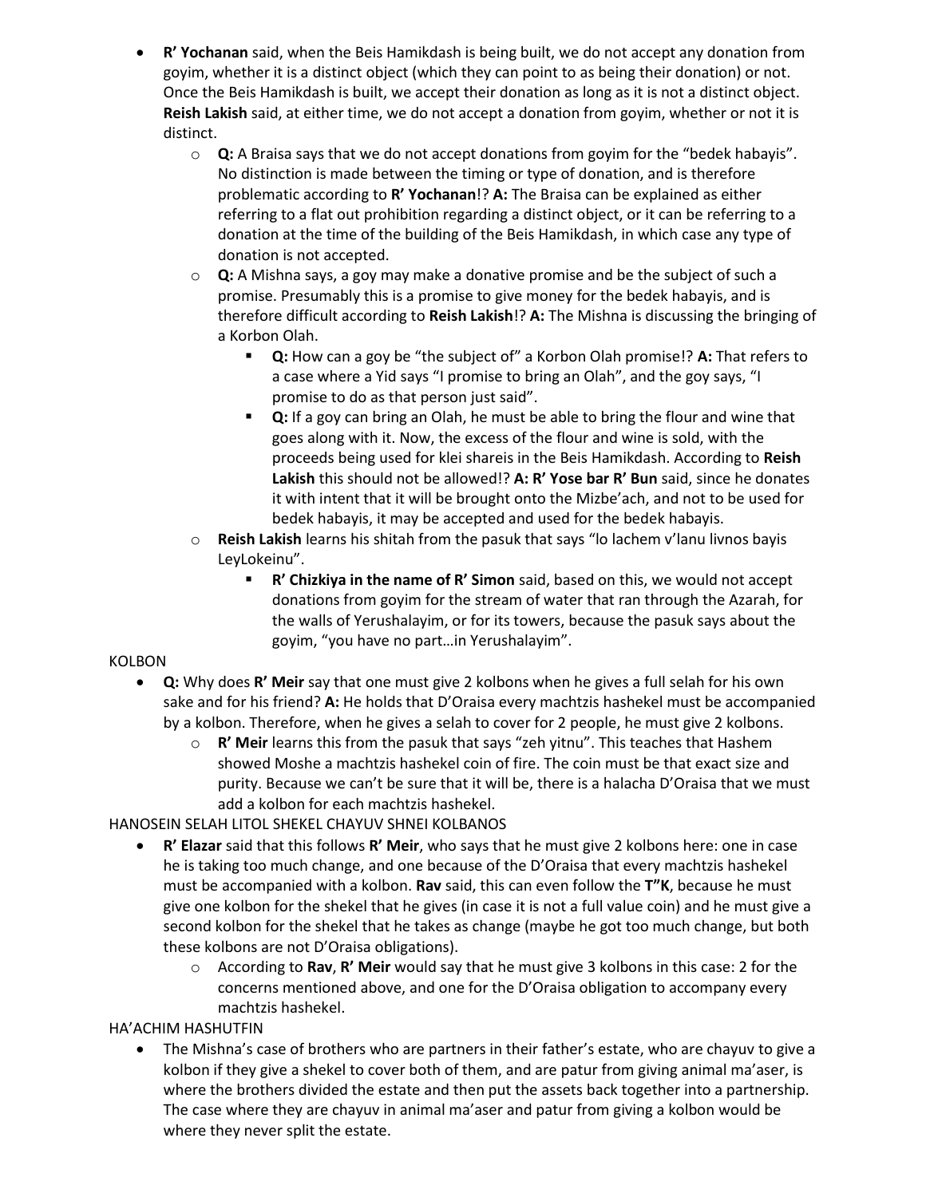- **R' Yochanan** said, when the Beis Hamikdash is being built, we do not accept any donation from goyim, whether it is a distinct object (which they can point to as being their donation) or not. Once the Beis Hamikdash is built, we accept their donation as long as it is not a distinct object. **Reish Lakish** said, at either time, we do not accept a donation from goyim, whether or not it is distinct.
  - **Q:** A Braisa says that we do not accept donations from goyim for the "bedek habayis". No distinction is made between the timing or type of donation, and is therefore problematic according to **R' Yochanan**!? **A:** The Braisa can be explained as either referring to a flat out prohibition regarding a distinct object, or it can be referring to a donation at the time of the building of the Beis Hamikdash, in which case any type of donation is not accepted.
  - **Q:** A Mishna says, a goy may make a donative promise and be the subject of such a promise. Presumably this is a promise to give money for the bedek habayis, and is therefore difficult according to **Reish Lakish**!? **A:** The Mishna is discussing the bringing of a Korbon Olah.
    - **Q:** How can a goy be "the subject of" a Korbon Olah promise!? **A:** That refers to a case where a Yid says "I promise to bring an Olah", and the goy says, "I promise to do as that person just said".
    - **Q:** If a goy can bring an Olah, he must be able to bring the flour and wine that goes along with it. Now, the excess of the flour and wine is sold, with the proceeds being used for klei shareis in the Beis Hamikdash. According to **Reish Lakish** this should not be allowed!? **A: R' Yose bar R' Bun** said, since he donates it with intent that it will be brought onto the Mizbe'ach, and not to be used for bedek habayis, it may be accepted and used for the bedek habayis.
  - **Reish Lakish** learns his shitah from the pasuk that says "lo lachem v'lanu livnos bayis LeyLokeinu".
    - **R' Chizkiya in the name of R' Simon** said, based on this, we would not accept donations from goyim for the stream of water that ran through the Azarah, for the walls of Yerushalayim, or for its towers, because the pasuk says about the goyim, "you have no part…in Yerushalayim".

KOLBON

- **Q:** Why does **R' Meir** say that one must give 2 kolbons when he gives a full selah for his own sake and for his friend? **A:** He holds that D'Oraisa every machtzis hashekel must be accompanied by a kolbon. Therefore, when he gives a selah to cover for 2 people, he must give 2 kolbons.
  - **R' Meir** learns this from the pasuk that says "zeh yitnu". This teaches that Hashem showed Moshe a machtzis hashekel coin of fire. The coin must be that exact size and purity. Because we can't be sure that it will be, there is a halacha D'Oraisa that we must add a kolbon for each machtzis hashekel.

HANOSEIN SELAH LITOL SHEKEL CHAYUV SHNEI KOLBANOS

- **R' Elazar** said that this follows **R' Meir**, who says that he must give 2 kolbons here: one in case he is taking too much change, and one because of the D'Oraisa that every machtzis hashekel must be accompanied with a kolbon. **Rav** said, this can even follow the **T"K**, because he must give one kolbon for the shekel that he gives (in case it is not a full value coin) and he must give a second kolbon for the shekel that he takes as change (maybe he got too much change, but both these kolbons are not D'Oraisa obligations).
  - According to **Rav**, **R' Meir** would say that he must give 3 kolbons in this case: 2 for the concerns mentioned above, and one for the D'Oraisa obligation to accompany every machtzis hashekel.

HA'ACHIM HASHUTFIN

- The Mishna's case of brothers who are partners in their father's estate, who are chayuv to give a kolbon if they give a shekel to cover both of them, and are patur from giving animal ma'aser, is where the brothers divided the estate and then put the assets back together into a partnership. The case where they are chayuv in animal ma'aser and patur from giving a kolbon would be where they never split the estate.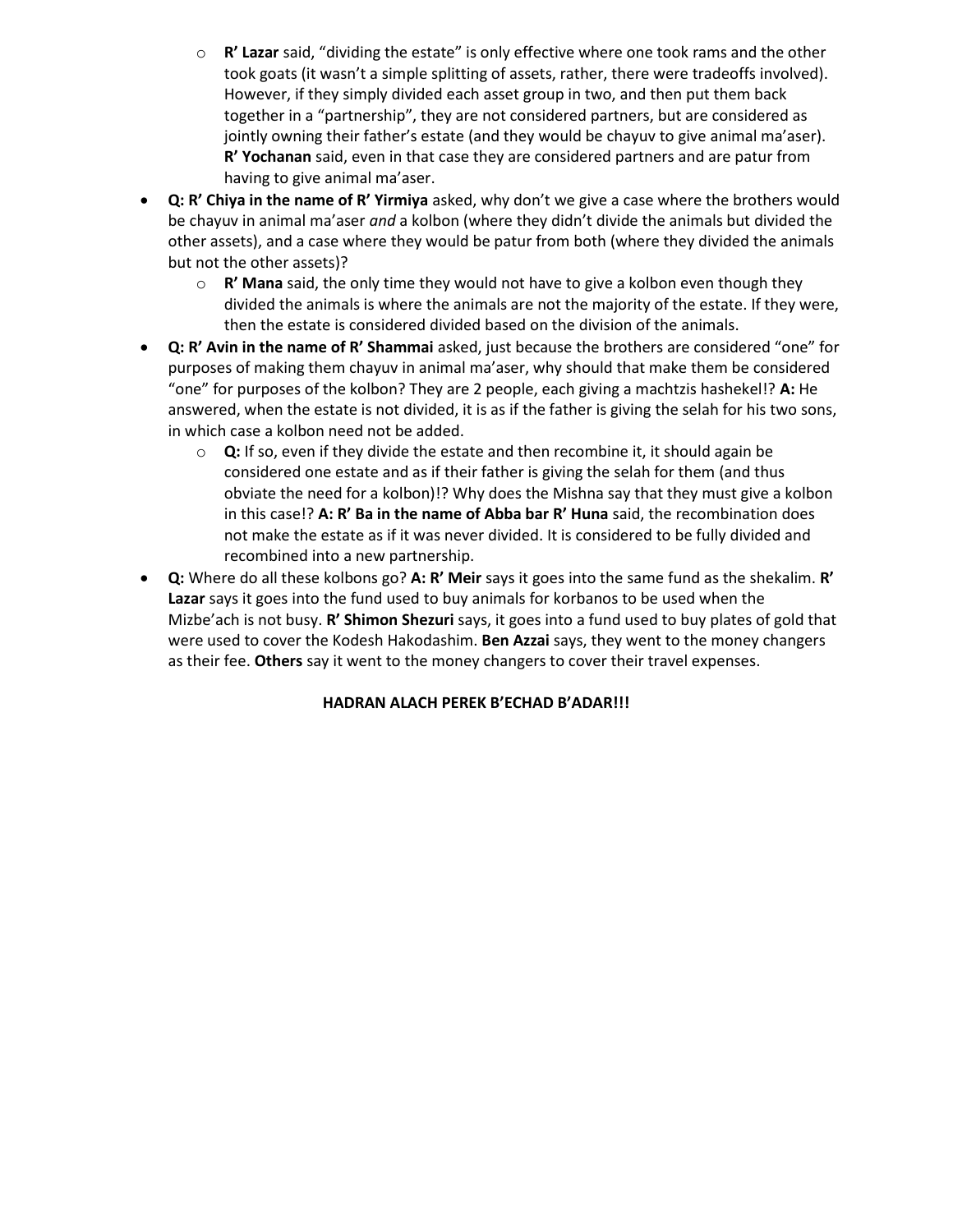- **R' Lazar** said, "dividing the estate" is only effective where one took rams and the other took goats (it wasn't a simple splitting of assets, rather, there were tradeoffs involved). However, if they simply divided each asset group in two, and then put them back together in a "partnership", they are not considered partners, but are considered as jointly owning their father's estate (and they would be chayuv to give animal ma'aser). **R' Yochanan** said, even in that case they are considered partners and are patur from having to give animal ma'aser.
- **Q: R' Chiya in the name of R' Yirmiya** asked, why don't we give a case where the brothers would be chayuv in animal ma'aser *and* a kolbon (where they didn't divide the animals but divided the other assets), and a case where they would be patur from both (where they divided the animals but not the other assets)?
    - **R' Mana** said, the only time they would not have to give a kolbon even though they divided the animals is where the animals are not the majority of the estate. If they were, then the estate is considered divided based on the division of the animals.
- **Q: R' Avin in the name of R' Shammai** asked, just because the brothers are considered "one" for purposes of making them chayuv in animal ma'aser, why should that make them be considered "one" for purposes of the kolbon? They are 2 people, each giving a machtzis hashekel!? **A:** He answered, when the estate is not divided, it is as if the father is giving the selah for his two sons, in which case a kolbon need not be added.
    - **Q:** If so, even if they divide the estate and then recombine it, it should again be considered one estate and as if their father is giving the selah for them (and thus obviate the need for a kolbon)!? Why does the Mishna say that they must give a kolbon in this case!? **A: R' Ba in the name of Abba bar R' Huna** said, the recombination does not make the estate as if it was never divided. It is considered to be fully divided and recombined into a new partnership.
- **Q:** Where do all these kolbons go? **A: R' Meir** says it goes into the same fund as the shekalim. **R' Lazar** says it goes into the fund used to buy animals for korbanos to be used when the Mizbe'ach is not busy. **R' Shimon Shezuri** says, it goes into a fund used to buy plates of gold that were used to cover the Kodesh Hakodashim. **Ben Azzai** says, they went to the money changers as their fee. **Others** say it went to the money changers to cover their travel expenses.

**HADRAN ALACH PEREK B'ECHAD B'ADAR!!!**